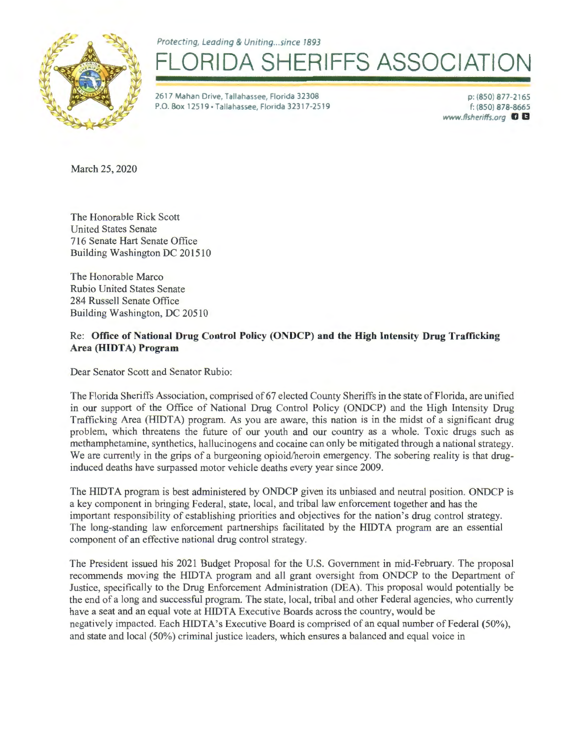*Protecting, Leading & Uniting...since 1893*

# FLORIDA SHERIFFS ASSOCIATION

2617 Mahan Drive, Tallahassee, Florida 32308
P.O. Box 12519 • Tallahassee, Florida 32317-2519

p: (850) 877-2165
f: (850) 878-8665
www.flsheriffs.org

March 25, 2020

The Honorable Rick Scott
United States Senate
716 Senate Hart Senate Office
Building Washington DC 201510

The Honorable Marco
Rubio United States Senate
284 Russell Senate Office
Building Washington, DC 20510

Re: **Office of National Drug Control Policy (ONDCP) and the High Intensity Drug Trafficking Area (HIDTA) Program**

Dear Senator Scott and Senator Rubio:

The Florida Sheriffs Association, comprised of 67 elected County Sheriffs in the state of Florida, are unified in our support of the Office of National Drug Control Policy (ONDCP) and the High Intensity Drug Trafficking Area (HIDTA) program. As you are aware, this nation is in the midst of a significant drug problem, which threatens the future of our youth and our country as a whole. Toxic drugs such as methamphetamine, synthetics, hallucinogens and cocaine can only be mitigated through a national strategy. We are currently in the grips of a burgeoning opioid/heroin emergency. The sobering reality is that drug-induced deaths have surpassed motor vehicle deaths every year since 2009.

The HIDTA program is best administered by ONDCP given its unbiased and neutral position. ONDCP is a key component in bringing Federal, state, local, and tribal law enforcement together and has the important responsibility of establishing priorities and objectives for the nation's drug control strategy. The long-standing law enforcement partnerships facilitated by the HIDTA program are an essential component of an effective national drug control strategy.

The President issued his 2021 Budget Proposal for the U.S. Government in mid-February. The proposal recommends moving the HIDTA program and all grant oversight from ONDCP to the Department of Justice, specifically to the Drug Enforcement Administration (DEA). This proposal would potentially be the end of a long and successful program. The state, local, tribal and other Federal agencies, who currently have a seat and an equal vote at HIDTA Executive Boards across the country, would be negatively impacted. Each HIDTA's Executive Board is comprised of an equal number of Federal (50%), and state and local (50%) criminal justice leaders, which ensures a balanced and equal voice in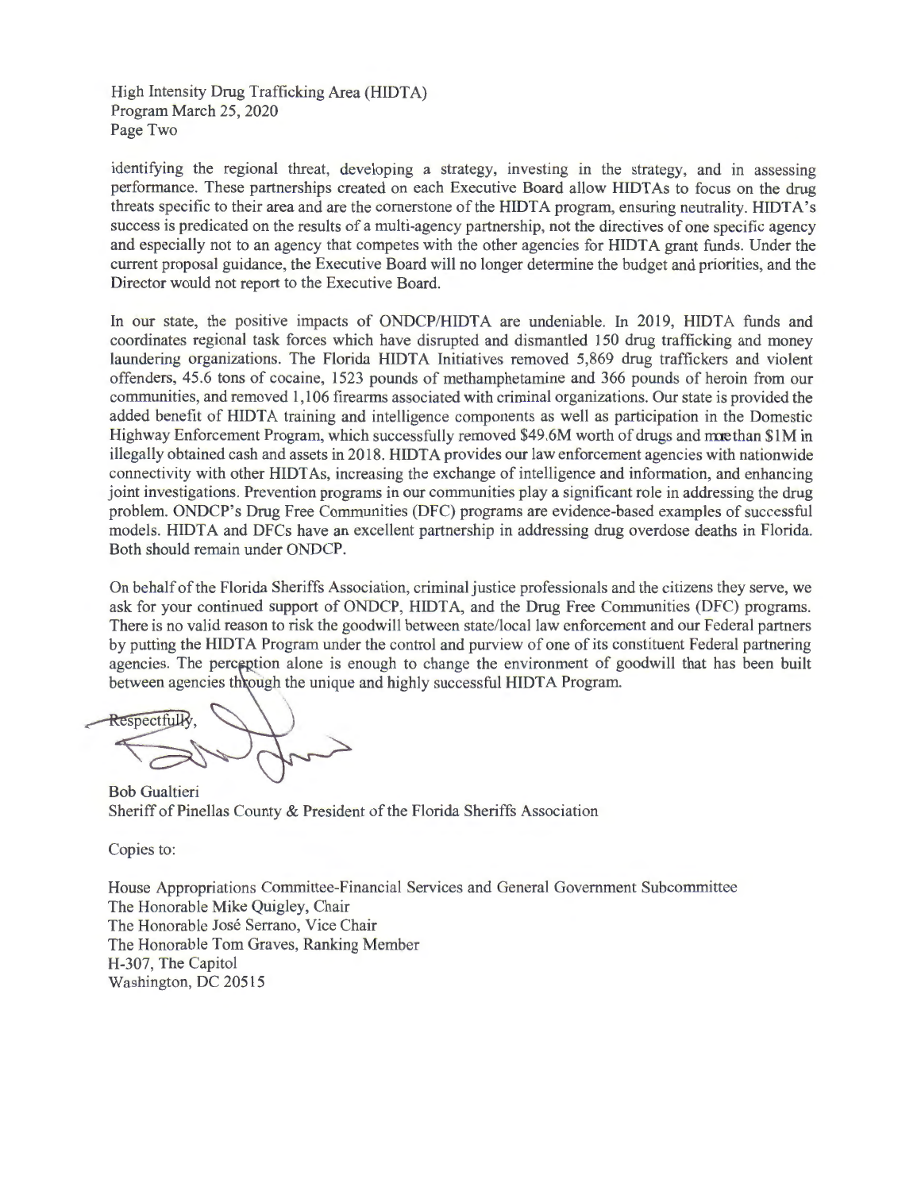identifying the regional threat, developing a strategy, investing in the strategy, and in assessing performance. These partnerships created on each Executive Board allow HIDTAs to focus on the drug threats specific to their area and are the cornerstone of the HIDTA program, ensuring neutrality. HIDTA's success is predicated on the results of a multi-agency partnership, not the directives of one specific agency and especially not to an agency that competes with the other agencies for HIDTA grant funds. Under the current proposal guidance, the Executive Board will no longer determine the budget and priorities, and the Director would not report to the Executive Board.

In our state, the positive impacts of ONDCP/HIDTA are undeniable. In 2019, HIDTA funds and coordinates regional task forces which have disrupted and dismantled 150 drug trafficking and money laundering organizations. The Florida HIDTA Initiatives removed 5,869 drug traffickers and violent offenders, 45.6 tons of cocaine, 1523 pounds of methamphetamine and 366 pounds of heroin from our communities, and removed 1,106 firearms associated with criminal organizations. Our state is provided the added benefit of HIDTA training and intelligence components as well as participation in the Domestic Highway Enforcement Program, which successfully removed $49.6M worth of drugs and more than $1M in illegally obtained cash and assets in 2018. HIDTA provides our law enforcement agencies with nationwide connectivity with other HIDTAs, increasing the exchange of intelligence and information, and enhancing joint investigations. Prevention programs in our communities play a significant role in addressing the drug problem. ONDCP's Drug Free Communities (DFC) programs are evidence-based examples of successful models. HIDTA and DFCs have an excellent partnership in addressing drug overdose deaths in Florida. Both should remain under ONDCP.

On behalf of the Florida Sheriffs Association, criminal justice professionals and the citizens they serve, we ask for your continued support of ONDCP, HIDTA, and the Drug Free Communities (DFC) programs. There is no valid reason to risk the goodwill between state/local law enforcement and our Federal partners by putting the HIDTA Program under the control and purview of one of its constituent Federal partnering agencies. The perception alone is enough to change the environment of goodwill that has been built between agencies through the unique and highly successful HIDTA Program.

Respectfully,

Bob Gualtieri
Sheriff of Pinellas County & President of the Florida Sheriffs Association

Copies to:

House Appropriations Committee-Financial Services and General Government Subcommittee
The Honorable Mike Quigley, Chair
The Honorable José Serrano, Vice Chair
The Honorable Tom Graves, Ranking Member
H-307, The Capitol
Washington, DC 20515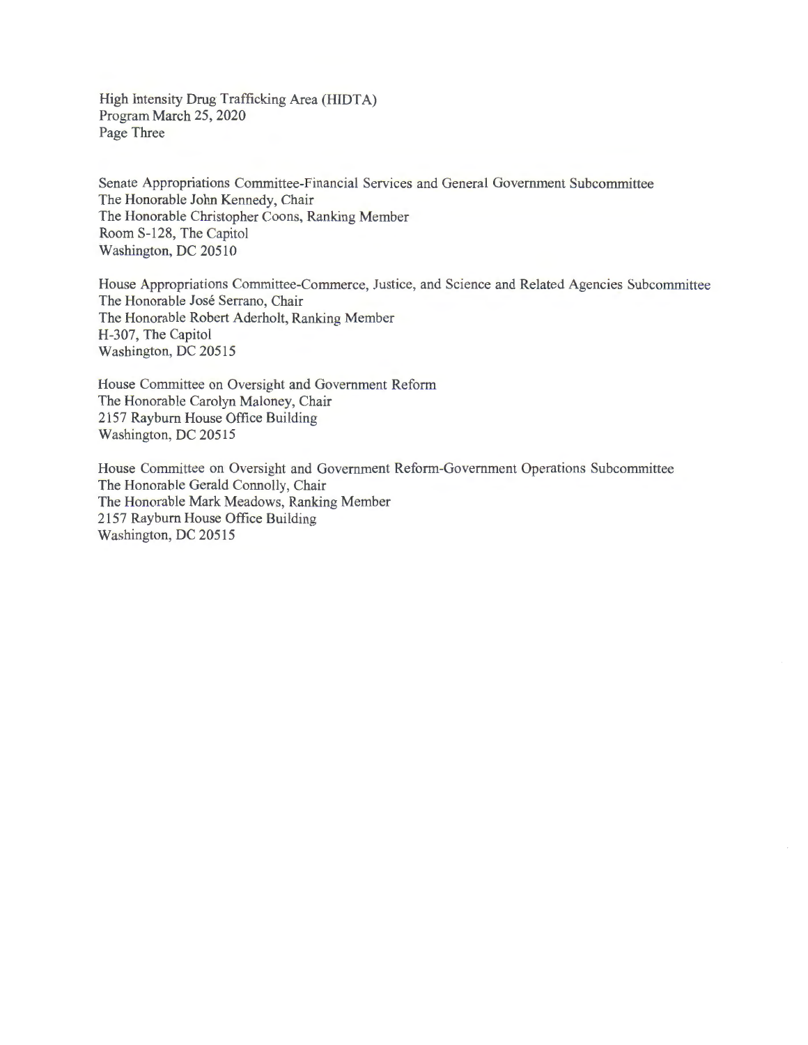Senate Appropriations Committee-Financial Services and General Government Subcommittee
The Honorable John Kennedy, Chair
The Honorable Christopher Coons, Ranking Member
Room S-128, The Capitol
Washington, DC 20510

House Appropriations Committee-Commerce, Justice, and Science and Related Agencies Subcommittee
The Honorable José Serrano, Chair
The Honorable Robert Aderholt, Ranking Member
H-307, The Capitol
Washington, DC 20515

House Committee on Oversight and Government Reform
The Honorable Carolyn Maloney, Chair
2157 Rayburn House Office Building
Washington, DC 20515

House Committee on Oversight and Government Reform-Government Operations Subcommittee
The Honorable Gerald Connolly, Chair
The Honorable Mark Meadows, Ranking Member
2157 Rayburn House Office Building
Washington, DC 20515